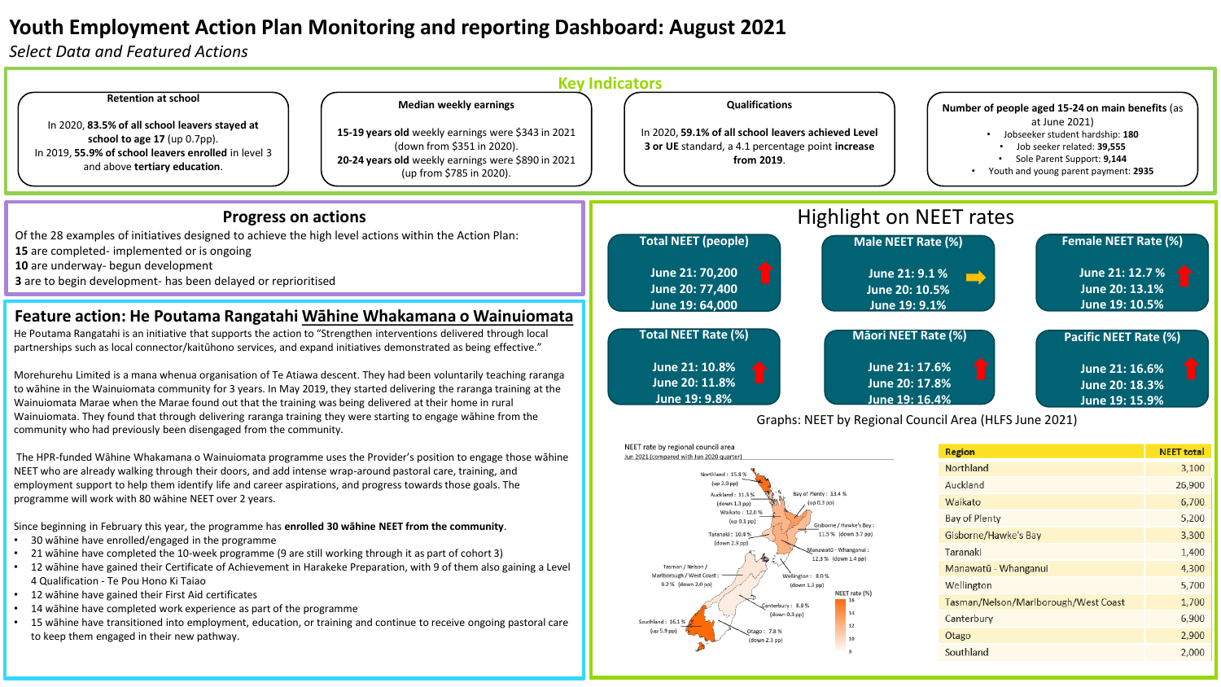# Youth Employment Action Plan Monitoring and reporting Dashboard: August 2021

*Select Data and Featured Actions*

## Key Indicators

**Retention at school**

In 2020, **83.5% of all school leavers stayed at school to age 17** (up 0.7pp).
In 2019, **55.9% of school leavers enrolled** in level 3 and above **tertiary education**.

**Median weekly earnings**

**15-19 years old** weekly earnings were $343 in 2021 (down from $351 in 2020).
**20-24 years old** weekly earnings were $890 in 2021 (up from $785 in 2020).

**Qualifications**

In 2020, **59.1% of all school leavers achieved Level 3 or UE standard**, a 4.1 percentage point **increase from 2019**.

**Number of people aged 15-24 on main benefits** (as at June 2021)

- Jobseeker student hardship: **180**
- Job seeker related: **39,555**
- Sole Parent Support: **9,144**
- Youth and young parent payment: **2935**

## Progress on actions

Of the 28 examples of initiatives designed to achieve the high level actions within the Action Plan:
**15** are completed- implemented or is ongoing
**10** are underway- begun development
**3** are to begin development- has been delayed or reprioritised

## Feature action: He Poutama Rangatahi Wāhine Whakamana o Wainuiomata

He Poutama Rangatahi is an initiative that supports the action to "Strengthen interventions delivered through local partnerships such as local connector/kaitūhono services, and expand initiatives demonstrated as being effective."

Morehurehu Limited is a mana whenua organisation of Te Atiawa descent. They had been voluntarily teaching raranga to wāhine in the Wainuiomata community for 3 years. In May 2019, they started delivering the raranga training at the Wainuiomata Marae when the Marae found out that the training was being delivered at their home in rural Wainuiomata. They found that through delivering raranga training they were starting to engage wāhine from the community who had previously been disengaged from the community.

The HPR-funded Wāhine Whakamana o Wainuiomata programme uses the Provider's position to engage those wāhine NEET who are already walking through their doors, and add intense wrap-around pastoral care, training, and employment support to help them identify life and career aspirations, and progress towards those goals. The programme will work with 80 wāhine NEET over 2 years.

Since beginning in February this year, the programme has **enrolled 30 wāhine NEET from the community**.

- 30 wāhine have enrolled/engaged in the programme
- 21 wāhine have completed the 10-week programme (9 are still working through it as part of cohort 3)
- 12 wāhine have gained their Certificate of Achievement in Harakeke Preparation, with 9 of them also gaining a Level 4 Qualification - Te Pou Hono Ki Taiao
- 12 wāhine have gained their First Aid certificates
- 14 wāhine have completed work experience as part of the programme
- 15 wāhine have transitioned into employment, education, or training and continue to receive ongoing pastoral care to keep them engaged in their new pathway.

## Highlight on NEET rates

**Total NEET (people)**
June 21: 70,200
June 20: 77,400
June 19: 64,000

**Male NEET Rate (%)**
June 21: 9.1 %
June 20: 10.5%
June 19: 9.1%

**Female NEET Rate (%)**
June 21: 12.7 %
June 20: 13.1%
June 19: 10.5%

**Total NEET Rate (%)**
June 21: 10.8%
June 20: 11.8%
June 19: 9.8%

**Māori NEET Rate (%)**
June 21: 17.6%
June 20: 17.8%
June 19: 16.4%

**Pacific NEET Rate (%)**
June 21: 16.6%
June 20: 18.3%
June 19: 15.9%

Graphs: NEET by Regional Council Area (HLFS June 2021)

NEET rate by regional council area
Jun 2021 (compared with Jun 2020 quarter)

- Northland: 15.8 % (up 2.0 pp)
- Auckland: 11.3 % (down 1.3 pp)
- Waikato: 12.0 % (up 0.1 pp)
- Bay of Plenty: 13.4 % (up 0.3 pp)
- Gisborne / Hawke's Bay: 11.5 % (down 3.7 pp)
- Taranaki: 10.4 % (down 2.9 pp)
- Manawatū - Whanganui: 12.3 % (down 1.4 pp)
- Wellington: 8.0 % (down 1.3 pp)
- Tasman / Nelson / Marlborough / West Coast: 9.2 % (down 2.0 pp)
- Canterbury: 8.8 % (down 0.3 pp)
- Otago: 7.8 % (down 2.3 pp)
- Southland: 16.1 % (up 5.9 pp)

| Region | NEET total |
|---|---|
| Northland | 3,100 |
| Auckland | 26,900 |
| Waikato | 6,700 |
| Bay of Plenty | 5,200 |
| Gisborne/Hawke's Bay | 3,300 |
| Taranaki | 1,400 |
| Manawatū - Whanganui | 4,300 |
| Wellington | 5,700 |
| Tasman/Nelson/Marlborough/West Coast | 1,700 |
| Canterbury | 6,900 |
| Otago | 2,900 |
| Southland | 2,000 |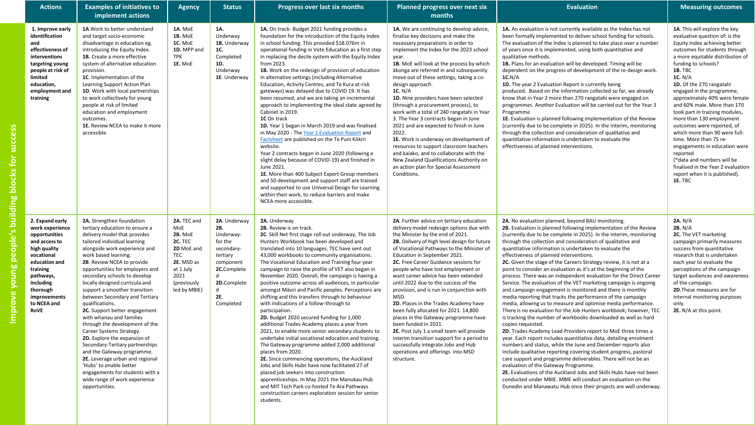**Improve young people's building blocks for success**

| Actions | Examples of initiatives to implement actions | Agency | Status | Progress over last six months | Planned progress over next six months | Evaluation | Measuring outcomes |
|---|---|---|---|---|---|---|---|
| **1. Improve early identification and effectiveness of interventions targeting young people at risk of limited education, employment and training** | **1A**.Work to better understand and target socio-economic disadvantage in education eg. introducing the Equity Index.<br>**1B.** Create a more effective system of alternative education provision.<br>**1C**. Implementation of the Learning Support Action Plan<br>**1D.** Work with local partnerships to work collectively for young people at risk of limited education and employment outcomes.<br>**1E.** Review NCEA to make it more accessible. | **1A.** MoE<br>**1B.** MoE<br>**1C.** MoE<br>**1D.** MPP and TPK<br>**1E.** MoE | **1A.** Underway<br>**1B.** Underway<br>**1C.** Completed<br>**1D.** Underway<br>**1E**. Underway | **1A.** On track- Budget 2021 funding provides a foundation for the introduction of the Equity Index in school funding. This provided $18.076m in operational funding in Vote Education as a first step in replacing the decile system with the Equity Index from 2023.<br>**1B.** Work on the redesign of provision of education in alternative settings (including Alternative Education, Activity Centres, and Te Kura at-risk gateways) was delayed due to COVID 19. It has been resumed, and we are taking an incremental approach to implementing the ideal state agreed by Cabinet in 2019.<br>**1C** On track<br>**1D.** Year 1 began in March 2019 and was finalised in May 2020 - The Year 1 Evaluation Report and Factsheet are published on the Te Puni Kōkiri website.<br>Year 2 contracts began in June 2020 (following a slight delay because of COVID-19) and finished in June 2021.<br>**1E.** More than 400 Subject Expert Group members and 50 development and support staff are trained and supported to use Universal Design for Learning within their work, to reduce barriers and make NCEA more accessible. | **1A.** We are continuing to develop advice, finalise key decisions and make the necessary preparations in order to implement the Index for the 2023 school year.<br>**1B.** MoE will look at the process by which ākonga are referred in and subsequently move out of these settings, taking a co-design approach.<br>**1C.** N/A<br>**1D.** Nine providers have been selected (through a procurement process), to work with a total of 240 rangatahi in Year 3. The Year 3 contracts began in June 2021 and are expected to finish in June 2022.<br>**1E.** Work is underway on development of resources to support classroom teachers and kaiako, and to collaborate with the New Zealand Qualifications Authority on an action plan for Special Assessment Conditions. | **1A.** An evaluation is not currently available as the Index has not been formally implemented to deliver school funding for schools. The evaluation of the Index is planned to take place over a number of years once it is implemented, using both quantitative and qualitative methods.<br>**1B.** Plans for an evaluation will be developed. Timing will be dependent on the progress of development of the re-design work.<br>**1C.**N/A<br>**1D.** The year 2 Evaluation Report is currently being produced. Based on the information collected so far, we already know that in Year 2 more than 270 rangatahi were engaged on programmes. Another Evaluation will be carried out for the Year 3 Programme<br>**1E.** Evaluation is planned following implementation of the Review (currently due to be complete in 2025). In the interim, monitoring through the collection and consideration of qualitative and quantitative information is undertaken to evaluate the effectiveness of planned interventions. | **1A**. This will explore the key evaluative question of: is the Equity Index achieving better outcomes for students through a more equitable distribution of funding to schools?<br>**1B.** TBC<br>**1C.** N/A<br>**1D.** Of the 270 rangatahi engaged in the programme, approximately 40% were female and 60% male. More than 170 took part in training modules, more than 130 employment outcomes were reported, of which more than 90 were full-time. More than 75 re-engagements in education were reported<br>(*data and numbers will be finalised in the Year 2 evaluation report when it is published).<br>**1E.** TBC |
| **2. Expand early work experience opportunities and access to high quality vocational education and training pathways, including thorough improvements to NCEA and RoVE** | **2A.** Strengthen foundation tertiary education to ensure a delivery model that provides tailored individual learning alongside work experience and work based learning.<br>**2B**. Review NCEA to provide opportunities for employers and secondary schools to develop locally designed curricula and support a smoother transition between Secondary and Tertiary qualifications.<br>**2C.** Support better engagement with whanau and families through the development of the Career Systems Strategy.<br>**2D.** Explore the expansion of Secondary-Tertiary partnerships and the Gateway programme.<br>**2E.** Leverage urban and regional 'Hubs' to enable better engagements for students with a wide range of work experience opportunities. | **2A.** TEC and MoE<br>**2B.** MoE<br>**2C.** TEC<br>**2D** MoE and TEC<br>**2E.** MSD as at 1 July 2021 (previously led by MBIE) | **2A**. Underway<br>**2B.** Underway- for the secondary-tertiary component<br>**2C.**Complete d<br>**2D.**Complete d<br>**2E.** Completed | **2A.** Underway<br>**2B.** Review is on track.<br>**2C**. Skill Net first stage roll out underway, The Job Hunters Workbook has been developed and translated into 10 languages. TEC have sent out 43,000 workbooks to community organisations. The Vocational Education and Training four year campaign to raise the profile of VET also began in November 2020. Overall, the campaign is having a positive outcome across all audiences, in particular amongst Māori and Pacific peoples. Perceptions are shifting and this transfers through to behaviour with indications of a follow-through to participation.<br>**2D.** Budget 2020 secured funding for 1,000 additional Trades Academy places a year from 2021, to enable more senior secondary students to undertake initial vocational education and training. The Gateway programme added 2,000 additional places from 2020.<br>**2E.** Since commencing operations, the Auckland Jobs and Skills Hubs have now facilitated 27 of placed job seekers into construction apprenticeships. In May 2021 the Manukau Hub and MIT Tech Park co-hosted Te Ara Pathways construction careers exploration session for senior students. | **2A**. Further advice on tertiary education delivery model redesign options due with the Minister by the end of 2021.<br>**2B.** Delivery of high level design for future of Vocational Pathways to the Minister of Education in September 2021.<br>**2C.** Free Career Guidance sessions for people who have lost employment or want career advice has been extended until 2022 due to the success of the provision, and is run in conjunction with MSD.<br>**2D.** Places in the Trades Academy have been fully allocated for 2021. 14,800 places in the Gateway programme have been funded in 2021.<br>**2E.** Post July 1 a small team will provide interim transition support for a period to successfully integrate Jobs and Hub operations and offerings into MSD structure. | **2A**. No evaluation planned, beyond BAU monitoring.<br>**2B.** Evaluation is planned following implementation of the Review (currently due to be complete in 2025). In the interim, monitoring through the collection and consideration of qualitative and quantitative information is undertaken to evaluate the effectiveness of planned interventions.<br>**2C.** Given the stage of the Careers Strategy review, it is not at a point to consider an evaluation as it's at the beginning of the process. There was an independent evaluation for the Direct Career Service. The evaluation of the VET marketing campaign is ongoing and campaign engagement is monitored and there is monthly media reporting that tracks the performance of the campaign media, allowing us to measure and optimise media performance. There is no evaluation for the Job Hunters workbook; however, TEC is tracking the number of workbooks downloaded as well as hard copies requested.<br>**2D.** Trades Academy Lead Providers report to MoE three times a year. Each report includes quantitative data, detailing enrolment numbers and status, while the June and December reports also include qualitative reporting covering student progress, pastoral care support and programme deliverables. There will not be an evaluation of the Gateway Programme.<br>**2E.** Evaluations of the Auckland Jobs and Skills Hubs have not been conducted under MBIE. MBIE will conduct an evaluation on the Dunedin and Manawatu Hub once their projects are well underway. | **2A.** N/A<br>**2B.** N/A<br>**2C.** The VET marketing campaign primarily measures success from quantitative research that is undertaken each year to evaluate the perceptions of the campaign target audiences and awareness of the campaign.<br>**2D.**These measures are for internal monitoring purposes only.<br>**2E.** N/A at this point. |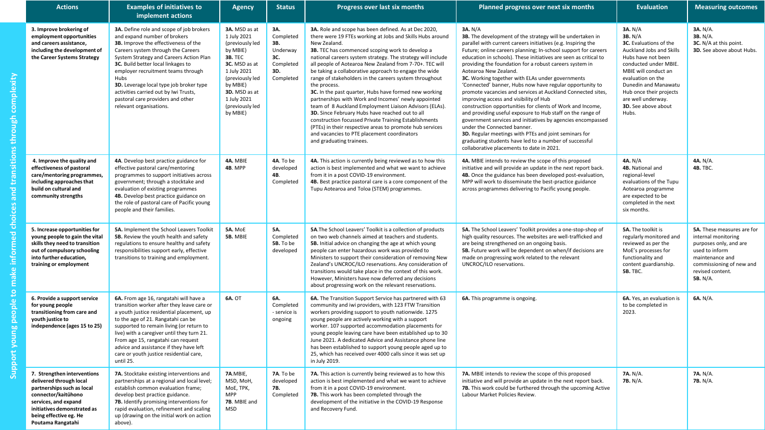**Support young people to make informed choices and transitions through complexity**

| Actions | Examples of initiatives to implement actions | Agency | Status | Progress over last six months | Planned progress over next six months | Evaluation | Measuring outcomes |
|---|---|---|---|---|---|---|---|
| **3. Improve brokering of employment opportunities and careers assistance, including the development of the Career Systems Strategy** | **3A.** Define role and scope of job brokers and expand number of brokers<br>**3B.** Improve the effectiveness of the Careers system through the Careers System Strategy and Careers Action Plan<br>**3C.** Build better local linkages to employer recruitment teams through Hubs<br>**3D.** Leverage local type job broker type activities carried out by Iwi Trusts, pastoral care providers and other relevant organisations. | **3A.** MSD as at 1 July 2021 (previously led by MBIE)<br>**3B.** TEC<br>**3C.** MSD as at 1 July 2021 (previously led by MBIE)<br>**3D.** MSD as at 1 July 2021 (previously led by MBIE) | **3A.** Completed<br>**3B.** Underway<br>**3C.** Completed<br>**3D.** Completed | **3A.** Role and scope has been defined. As at Dec 2020, there were 19 FTEs working at Jobs and Skills Hubs around New Zealand.<br>**3B.** TEC has commenced scoping work to develop a national careers system strategy. The strategy will include all people of Aotearoa New Zealand from 7-70+. TEC will be taking a collaborative approach to engage the wide range of stakeholders in the careers system throughout the process.<br>**3C.** In the past quarter, Hubs have formed new working partnerships with Work and Incomes' newly appointed team of 8 Auckland Employment Liaison Advisors (ELAs).<br>**3D.** Since February Hubs have reached out to all construction focussed Private Training Establishments (PTEs) in their respective areas to promote hub services and vacancies to PTE placement coordinators and graduating trainees. | **3A.** N/A<br>**3B.** The development of the strategy will be undertaken in parallel with current careers initiatives (e.g. Inspiring the Future; online careers planning; In-school support for careers education in schools). These initiatives are seen as critical to providing the foundation for a robust careers system in Aotearoa New Zealand.<br>**3C.** Working together with ELAs under governments 'Connected' banner, Hubs now have regular opportunity to promote vacancies and services at Auckland Connected sites, improving access and visibility of Hub construction opportunities for clients of Work and Income, and providing useful exposure to Hub staff on the range of government services and initiatives by agencies encompassed under the Connected banner.<br>**3D.** Regular meetings with PTEs and joint seminars for graduating students have led to a number of successful collaborative placements to date in 2021. | **3A.** N/A<br>**3B.** N/A<br>**3C.** Evaluations of the Auckland Jobs and Skills Hubs have not been conducted under MBIE. MBIE will conduct an evaluation on the Dunedin and Manawatu Hub once their projects are well underway.<br>**3D.** See above about Hubs. | **3A.** N/A.<br>**3B.** N/A.<br>**3C.** N/A at this point.<br>**3D.** See above about Hubs. |
| **4. Improve the quality and effectiveness of pastoral care/mentoring programmes, including approaches that build on cultural and community strengths** | **4A.** Develop best practice guidance for effective pastoral care/mentoring programmes to support initiatives across government; through a stocktake and evaluation of existing programmes<br>**4B.** Develop best practice guidance on the role of pastoral care of Pacific young people and their families. | **4A.** MBIE<br>**4B.** MPP | **4A.** To be developed<br>**4B.** Completed | **4A.** This action is currently being reviewed as to how this action is best implemented and what we want to achieve from it in a post COVID-19 environment.<br>**4B.** Best practice pastoral care is a core component of the Tupu Aotearoa and Toloa (STEM) programmes. | **4A.** MBIE intends to review the scope of this proposed initiative and will provide an update in the next report back.<br>**4B.** Once the guidance has been developed post-evaluation, MPP will work to disseminate the best-practice guidance across programmes delivering to Pacific young people. | **4A.** N/A<br>**4B.** National and regional-level evaluations of the Tupu Aotearoa programme are expected to be completed in the next six months. | **4A.** N/A.<br>**4B.** TBC. |
| **5. Increase opportunities for young people to gain the vital skills they need to transition out of compulsory schooling into further education, training or employment** | **5A.** Implement the School Leavers Toolkit<br>**5B.** Review the youth health and safety regulations to ensure healthy and safety responsibilities support early, effective transitions to training and employment. | **5A.** MoE<br>**5B.** MBIE | **5A.** Completed<br>**5B.** To be developed | **5A.** The School Leavers' Toolkit is a collection of products on two web channels aimed at teachers and students.<br>**5B.** Initial advice on changing the age at which young people can enter hazardous work was provided to Ministers to support their consideration of removing New Zealand's UNCROC/ILO reservations. Any consideration of transitions would take place in the context of this work. However, Ministers have now deferred any decisions about progressing work on the relevant reservations. | **5A.** The School Leavers' Toolkit provides a one-stop-shop of high quality resources. The websites are well-trafficked and are being strengthened on an ongoing basis.<br>**5B.** Future work will be dependent on when/if decisions are made on progressing work related to the relevant UNCROC/ILO reservations. | **5A.** The toolkit is regularly monitored and reviewed as per the MoE's processes for functionality and content guardianship.<br>**5B.** TBC. | **5A.** These measures are for internal monitoring purposes only, and are used to inform maintenance and commissioning of new and revised content.<br>**5B.** N/A. |
| **6. Provide a support service for young people transitioning from care and youth justice to independence (ages 15 to 25)** | **6A.** From age 16, rangatahi will have a transition worker after they leave care or a youth justice residential placement, up to the age of 21. Rangatahi can be supported to remain living (or return to live) with a caregiver until they turn 21. From age 15, rangatahi can request advice and assistance if they have left care or youth justice residential care, until 25. | **6A.** OT | **6A.** Completed - service is ongoing | **6A.** The Transition Support Service has partnered with 63 community and iwi providers, with 123 FTW Transition workers providing support to youth nationwide. 1275 young people are actively working with a support worker. 107 supported accommodation placements for young people leaving care have been established up to 30 June 2021. A dedicated Advice and Assistance phone line has been established to support young people aged up to 25, which has received over 4000 calls since it was set up in July 2019. | **6A.** This programme is ongoing. | **6A.** Yes, an evaluation is to be completed in 2023. | **6A.** N/A. |
| **7. Strengthen interventions delivered through local partnerships such as local connector/kaitūhono services, and expand initiatives demonstrated as being effective eg. He Poutama Rangatahi** | **7A.** Stocktake existing interventions and partnerships at a regional and local level; establish common evaluation frame; develop best practice guidance.<br>**7B.** Identify promising interventions for rapid evaluation, refinement and scaling up (drawing on the initial work on action above). | **7A.**MBIE, MSD, MoH, MoE, TPK, MPP<br>**7B**. MBIE and MSD | **7A.** To be developed<br>**7B.** Completed | **7A.** This action is currently being reviewed as to how this action is best implemented and what we want to achieve from it in a post COVID-19 environment.<br>**7B.** This work has been completed through the development of the initiative in the COVID-19 Response and Recovery Fund. | **7A.** MBIE intends to review the scope of this proposed initiative and will provide an update in the next report back.<br>**7B.** This work could be furthered through the upcoming Active Labour Market Policies Review. | **7A.** N/A.<br>**7B.** N/A. | **7A.** N/A.<br>**7B.** N/A. |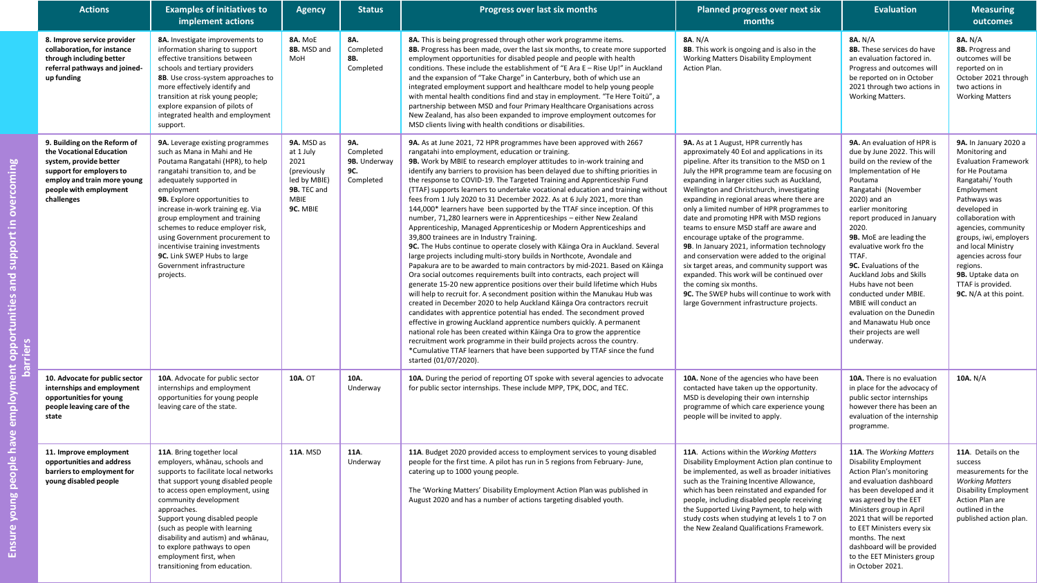| | Actions | Examples of initiatives to implement actions | Agency | Status | Progress over last six months | Planned progress over next six months | Evaluation | Measuring outcomes |
|---|---|---|---|---|---|---|---|---|
| | **8. Improve service provider collaboration, for instance through including better referral pathways and joined-up funding** | **8A.** Investigate improvements to information sharing to support effective transitions between schools and tertiary providers<br>**8B**. Use cross-system approaches to more effectively identify and transition at risk young people; explore expansion of pilots of integrated health and employment support. | **8A.** MoE<br>**8B.** MSD and MoH | **8A.** Completed<br>**8B.** Completed | **8A.** This is being progressed through other work programme items.<br>**8B.** Progress has been made, over the last six months, to create more supported employment opportunities for disabled people and people with health conditions. These include the establishment of "E Ara E – Rise Up!" in Auckland and the expansion of "Take Charge" in Canterbury, both of which use an integrated employment support and healthcare model to help young people with mental health conditions find and stay in employment. "Te Here Toitū", a partnership between MSD and four Primary Healthcare Organisations across New Zealand, has also been expanded to improve employment outcomes for MSD clients living with health conditions or disabilities. | **8A**. N/A<br>**8B**. This work is ongoing and is also in the Working Matters Disability Employment Action Plan. | **8A.** N/A<br>**8B.** These services do have an evaluation factored in. Progress and outcomes will be reported on in October 2021 through two actions in Working Matters. | **8A.** N/A<br>**8B.** Progress and outcomes will be reported on in October 2021 through two actions in Working Matters |
| **Ensure young people have employment opportunities and support in overcoming barriers** | **9. Building on the Reform of the Vocational Education system, provide better support for employers to employ and train more young people with employment challenges** | **9A.** Leverage existing programmes such as Mana in Mahi and He Poutama Rangatahi (HPR), to help rangatahi transition to, and be adequately supported in employment<br>**9B.** Explore opportunities to increase in-work training eg. Via group employment and training schemes to reduce employer risk, using Government procurement to incentivise training investments<br>**9C.** Link SWEP Hubs to large Government infrastructure projects. | **9A.** MSD as at 1 July 2021 (previously led by MBIE)<br>**9B.** TEC and MBIE<br>**9C.** MBIE | **9A.** Completed<br>**9B.** Underway<br>**9C.** Completed | **9A.** As at June 2021, 72 HPR programmes have been approved with 2667 rangatahi into employment, education or training.<br>**9B.** Work by MBIE to research employer attitudes to in-work training and identify any barriers to provision has been delayed due to shifting priorities in the response to COVID-19. The Targeted Training and Apprenticeship Fund (TTAF) supports learners to undertake vocational education and training without fees from 1 July 2020 to 31 December 2022. As at 6 July 2021, more than 144,000* learners have been supported by the TTAF since inception. Of this number, 71,280 learners were in Apprenticeships – either New Zealand Apprenticeship, Managed Apprenticeship or Modern Apprenticeships and 39,800 trainees are in Industry Training.<br>**9C.** The Hubs continue to operate closely with Kāinga Ora in Auckland. Several large projects including multi-story builds in Northcote, Avondale and Papakura are to be awarded to main contractors by mid-2021. Based on Kāinga Ora social outcomes requirements built into contracts, each project will generate 15-20 new apprentice positions over their build lifetime which Hubs will help to recruit for. A secondment position within the Manukau Hub was created in December 2020 to help Auckland Kāinga Ora contractors recruit candidates with apprentice potential has ended. The secondment proved effective in growing Auckland apprentice numbers quickly. A permanent national role has been created within Kāinga Ora to grow the apprentice recruitment work programme in their build projects across the country.<br>*Cumulative TTAF learners that have been supported by TTAF since the fund started (01/07/2020). | **9A.** As at 1 August, HPR currently has approximately 40 EoI and applications in its pipeline. After its transition to the MSD on 1 July the HPR programme team are focusing on expanding in larger cities such as Auckland, Wellington and Christchurch, investigating expanding in regional areas where there are only a limited number of HPR programmes to date and promoting HPR with MSD regions teams to ensure MSD staff are aware and encourage uptake of the programme.<br>**9B**. In January 2021, information technology and conservation were added to the original six target areas, and community support was expanded. This work will be continued over the coming six months.<br>**9C.** The SWEP hubs will continue to work with large Government infrastructure projects. | **9A.** An evaluation of HPR is due by June 2022. This will build on the review of the Implementation of He Poutama Rangatahi (November 2020) and an earlier monitoring report produced in January 2020.<br>**9B.** MoE are leading the evaluative work fro the TTAF.<br>**9C.** Evaluations of the Auckland Jobs and Skills Hubs have not been conducted under MBIE. MBIE will conduct an evaluation on the Dunedin and Manawatu Hub once their projects are well underway. | **9A.** In January 2020 a Monitoring and Evaluation Framework for He Poutama Rangatahi/ Youth Employment Pathways was developed in collaboration with agencies, community groups, iwi, employers and local Ministry agencies across four regions.<br>**9B.** Uptake data on TTAF is provided.<br>**9C.** N/A at this point. |
| | **10. Advocate for public sector internships and employment opportunities for young people leaving care of the state** | **10A**. Advocate for public sector internships and employment opportunities for young people leaving care of the state. | **10A.** OT | **10A.** Underway | **10A.** During the period of reporting OT spoke with several agencies to advocate for public sector internships. These include MPP, TPK, DOC, and TEC. | **10A.** None of the agencies who have been contacted have taken up the opportunity. MSD is developing their own internship programme of which care experience young people will be invited to apply. | **10A.** There is no evaluation in place for the advocacy of public sector internships however there has been an evaluation of the internship programme. | **10A.** N/A |
| | **11. Improve employment opportunities and address barriers to employment for young disabled people** | **11A**. Bring together local employers, whānau, schools and supports to facilitate local networks that support young disabled people to access open employment, using community development approaches.<br>Support young disabled people (such as people with learning disability and autism) and whānau, to explore pathways to open employment first, when transitioning from education. | **11A.** MSD | **11A**. Underway | **11A**. Budget 2020 provided access to employment services to young disabled people for the first time. A pilot has run in 5 regions from February- June, catering up to 1000 young people.<br><br>The 'Working Matters' Disability Employment Action Plan was published in August 2020 and has a number of actions targeting disabled youth. | **11A**. Actions within the *Working Matters* Disability Employment Action plan continue to be implemented, as well as broader initiatives such as the Training Incentive Allowance, which has been reinstated and expanded for people, including disabled people receiving the Supported Living Payment, to help with study costs when studying at levels 1 to 7 on the New Zealand Qualifications Framework. | **11A.** The *Working Matters* Disability Employment Action Plan's monitoring and evaluation dashboard has been developed and it was agreed by the EET Ministers group in April 2021 that will be reported to EET Ministers every six months. The next dashboard will be provided to the EET Ministers group in October 2021. | **11A**. Details on the success measurements for the *Working Matters* Disability Employment Action Plan are outlined in the published action plan. |